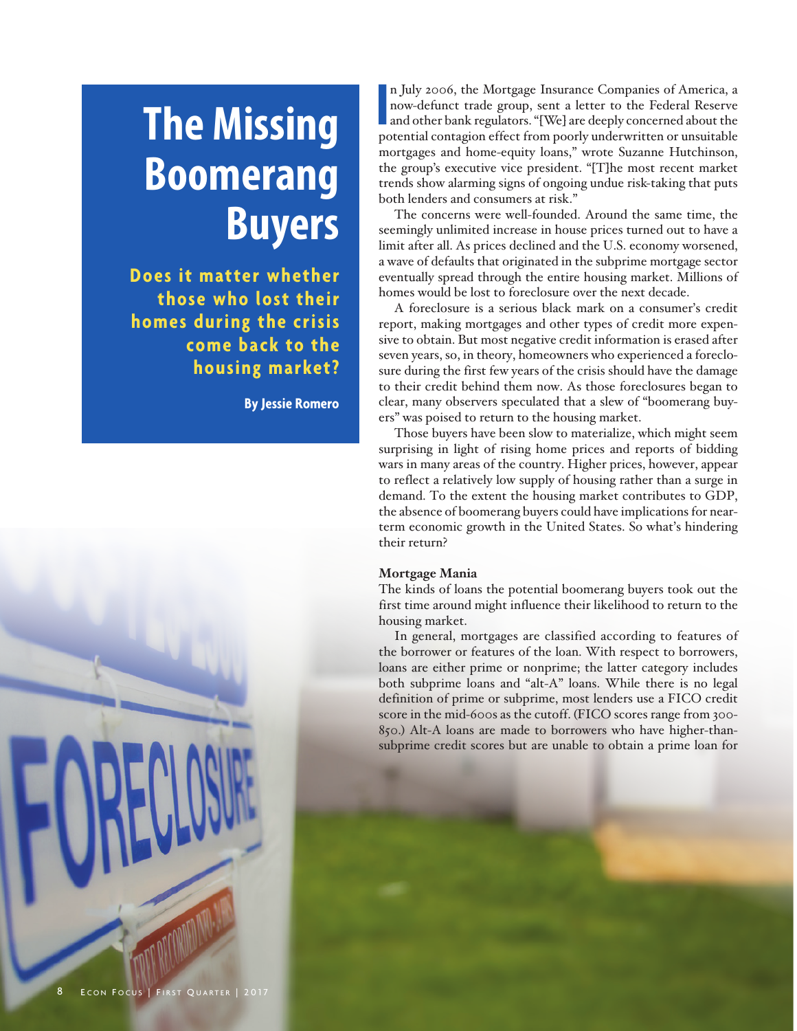# The Missing Boomerang Buyers

**Does it matter whether those who lost their homes during the crisis come back to the housing market?**

**By Jessie Romero**

In July 2006, the Mortgage Insurance Companies of America, a now-defunct trade group, sent a letter to the Federal Reserve and other bank regulators. "[We] are deeply concerned about the potential contagion effect from poorly underwritten or unsuitable mortgages and home-equity loans," wrote Suzanne Hutchinson, the group's executive vice president. "[T]he most recent market trends show alarming signs of ongoing undue risk-taking that puts both lenders and consumers at risk."

The concerns were well-founded. Around the same time, the seemingly unlimited increase in house prices turned out to have a limit after all. As prices declined and the U.S. economy worsened, a wave of defaults that originated in the subprime mortgage sector eventually spread through the entire housing market. Millions of homes would be lost to foreclosure over the next decade.

A foreclosure is a serious black mark on a consumer's credit report, making mortgages and other types of credit more expensive to obtain. But most negative credit information is erased after seven years, so, in theory, homeowners who experienced a foreclosure during the first few years of the crisis should have the damage to their credit behind them now. As those foreclosures began to clear, many observers speculated that a slew of "boomerang buyers" was poised to return to the housing market.

Those buyers have been slow to materialize, which might seem surprising in light of rising home prices and reports of bidding wars in many areas of the country. Higher prices, however, appear to reflect a relatively low supply of housing rather than a surge in demand. To the extent the housing market contributes to GDP, the absence of boomerang buyers could have implications for near-term economic growth in the United States. So what's hindering their return?

### Mortgage Mania

The kinds of loans the potential boomerang buyers took out the first time around might influence their likelihood to return to the housing market.

In general, mortgages are classified according to features of the borrower or features of the loan. With respect to borrowers, loans are either prime or nonprime; the latter category includes both subprime loans and "alt-A" loans. While there is no legal definition of prime or subprime, most lenders use a FICO credit score in the mid-600s as the cutoff. (FICO scores range from 300-850.) Alt-A loans are made to borrowers who have higher-than-subprime credit scores but are unable to obtain a prime loan for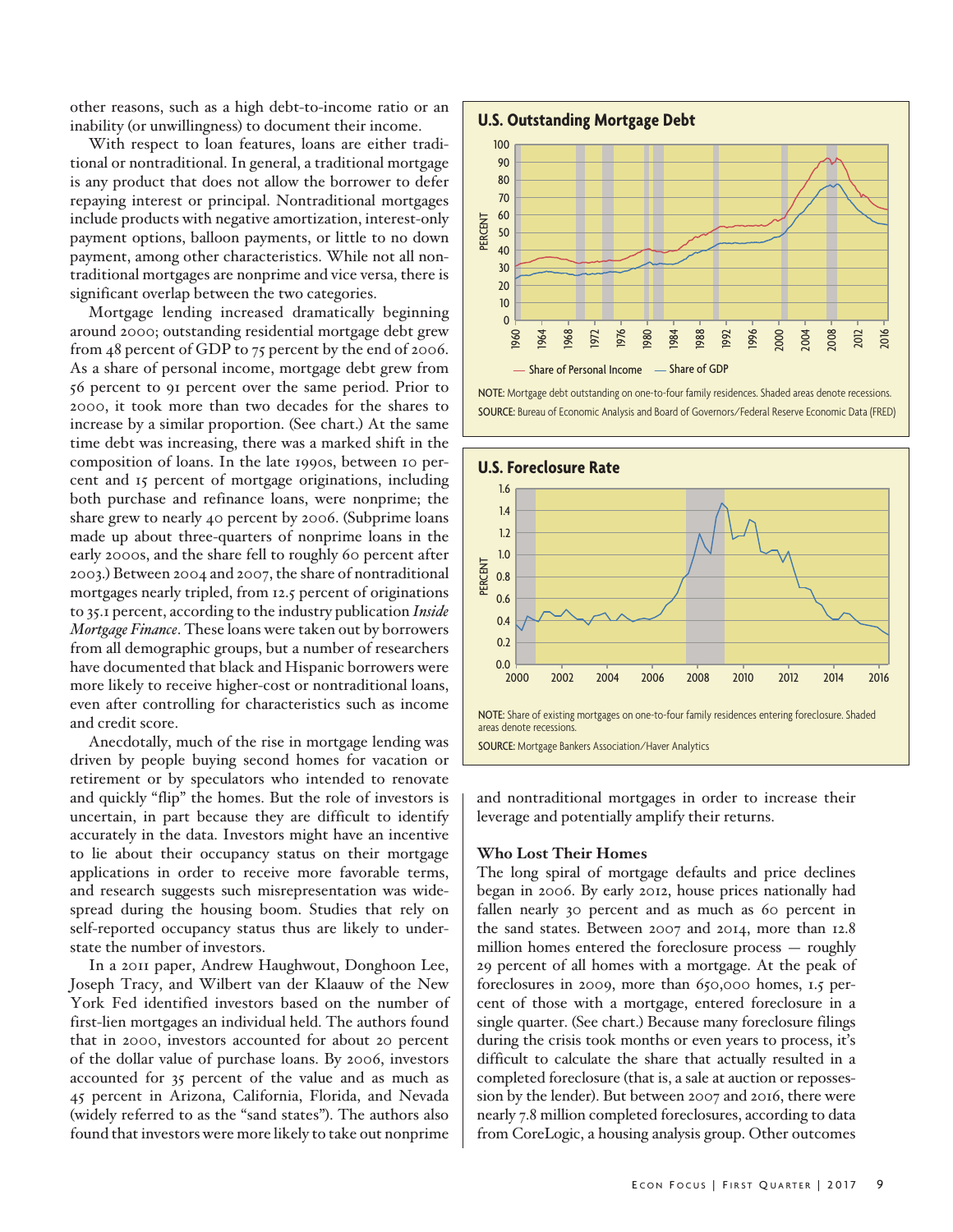other reasons, such as a high debt-to-income ratio or an inability (or unwillingness) to document their income.

With respect to loan features, loans are either traditional or nontraditional. In general, a traditional mortgage is any product that does not allow the borrower to defer repaying interest or principal. Nontraditional mortgages include products with negative amortization, interest-only payment options, balloon payments, or little to no down payment, among other characteristics. While not all nontraditional mortgages are nonprime and vice versa, there is significant overlap between the two categories.

Mortgage lending increased dramatically beginning around 2000; outstanding residential mortgage debt grew from 48 percent of GDP to 75 percent by the end of 2006. As a share of personal income, mortgage debt grew from 56 percent to 91 percent over the same period. Prior to 2000, it took more than two decades for the shares to increase by a similar proportion. (See chart.) At the same time debt was increasing, there was a marked shift in the composition of loans. In the late 1990s, between 10 percent and 15 percent of mortgage originations, including both purchase and refinance loans, were nonprime; the share grew to nearly 40 percent by 2006. (Subprime loans made up about three-quarters of nonprime loans in the early 2000s, and the share fell to roughly 60 percent after 2003.) Between 2004 and 2007, the share of nontraditional mortgages nearly tripled, from 12.5 percent of originations to 35.1 percent, according to the industry publication *Inside Mortgage Finance*. These loans were taken out by borrowers from all demographic groups, but a number of researchers have documented that black and Hispanic borrowers were more likely to receive higher-cost or nontraditional loans, even after controlling for characteristics such as income and credit score.

Anecdotally, much of the rise in mortgage lending was driven by people buying second homes for vacation or retirement or by speculators who intended to renovate and quickly "flip" the homes. But the role of investors is uncertain, in part because they are difficult to identify accurately in the data. Investors might have an incentive to lie about their occupancy status on their mortgage applications in order to receive more favorable terms, and research suggests such misrepresentation was widespread during the housing boom. Studies that rely on self-reported occupancy status thus are likely to understate the number of investors.

In a 2011 paper, Andrew Haughwout, Donghoon Lee, Joseph Tracy, and Wilbert van der Klaauw of the New York Fed identified investors based on the number of first-lien mortgages an individual held. The authors found that in 2000, investors accounted for about 20 percent of the dollar value of purchase loans. By 2006, investors accounted for 35 percent of the value and as much as 45 percent in Arizona, California, Florida, and Nevada (widely referred to as the "sand states"). The authors also found that investors were more likely to take out nonprime and nontraditional mortgages in order to increase their leverage and potentially amplify their returns.

**U.S. Outstanding Mortgage Debt**

— Share of Personal Income — Share of GDP

NOTE: Mortgage debt outstanding on one-to-four family residences. Shaded areas denote recessions.
SOURCE: Bureau of Economic Analysis and Board of Governors/Federal Reserve Economic Data (FRED)

**U.S. Foreclosure Rate**

NOTE: Share of existing mortgages on one-to-four family residences entering foreclosure. Shaded areas denote recessions.
SOURCE: Mortgage Bankers Association/Haver Analytics

### Who Lost Their Homes

The long spiral of mortgage defaults and price declines began in 2006. By early 2012, house prices nationally had fallen nearly 30 percent and as much as 60 percent in the sand states. Between 2007 and 2014, more than 12.8 million homes entered the foreclosure process — roughly 29 percent of all homes with a mortgage. At the peak of foreclosures in 2009, more than 650,000 homes, 1.5 percent of those with a mortgage, entered foreclosure in a single quarter. (See chart.) Because many foreclosure filings during the crisis took months or even years to process, it's difficult to calculate the share that actually resulted in a completed foreclosure (that is, a sale at auction or repossession by the lender). But between 2007 and 2016, there were nearly 7.8 million completed foreclosures, according to data from CoreLogic, a housing analysis group. Other outcomes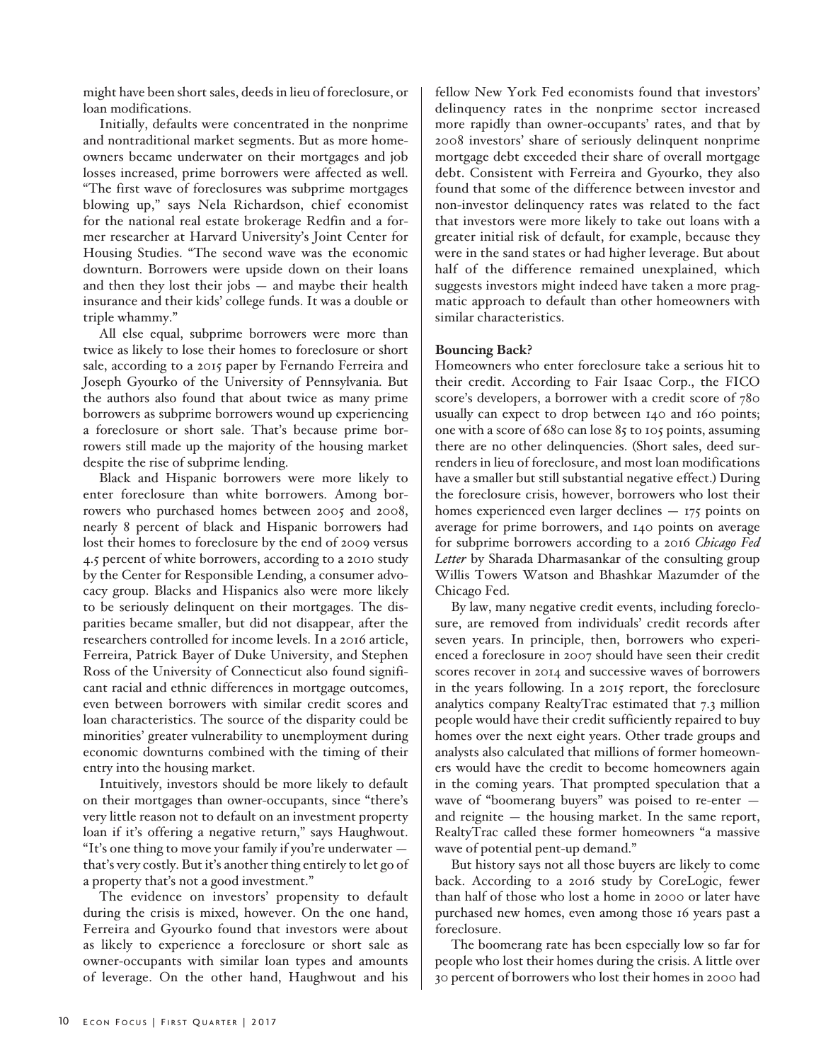might have been short sales, deeds in lieu of foreclosure, or loan modifications.

Initially, defaults were concentrated in the nonprime and nontraditional market segments. But as more homeowners became underwater on their mortgages and job losses increased, prime borrowers were affected as well. "The first wave of foreclosures was subprime mortgages blowing up," says Nela Richardson, chief economist for the national real estate brokerage Redfin and a former researcher at Harvard University's Joint Center for Housing Studies. "The second wave was the economic downturn. Borrowers were upside down on their loans and then they lost their jobs — and maybe their health insurance and their kids' college funds. It was a double or triple whammy."

All else equal, subprime borrowers were more than twice as likely to lose their homes to foreclosure or short sale, according to a 2015 paper by Fernando Ferreira and Joseph Gyourko of the University of Pennsylvania. But the authors also found that about twice as many prime borrowers as subprime borrowers wound up experiencing a foreclosure or short sale. That's because prime borrowers still made up the majority of the housing market despite the rise of subprime lending.

Black and Hispanic borrowers were more likely to enter foreclosure than white borrowers. Among borrowers who purchased homes between 2005 and 2008, nearly 8 percent of black and Hispanic borrowers had lost their homes to foreclosure by the end of 2009 versus 4.5 percent of white borrowers, according to a 2010 study by the Center for Responsible Lending, a consumer advocacy group. Blacks and Hispanics also were more likely to be seriously delinquent on their mortgages. The disparities became smaller, but did not disappear, after the researchers controlled for income levels. In a 2016 article, Ferreira, Patrick Bayer of Duke University, and Stephen Ross of the University of Connecticut also found significant racial and ethnic differences in mortgage outcomes, even between borrowers with similar credit scores and loan characteristics. The source of the disparity could be minorities' greater vulnerability to unemployment during economic downturns combined with the timing of their entry into the housing market.

Intuitively, investors should be more likely to default on their mortgages than owner-occupants, since "there's very little reason not to default on an investment property loan if it's offering a negative return," says Haughwout. "It's one thing to move your family if you're underwater — that's very costly. But it's another thing entirely to let go of a property that's not a good investment."

The evidence on investors' propensity to default during the crisis is mixed, however. On the one hand, Ferreira and Gyourko found that investors were about as likely to experience a foreclosure or short sale as owner-occupants with similar loan types and amounts of leverage. On the other hand, Haughwout and his fellow New York Fed economists found that investors' delinquency rates in the nonprime sector increased more rapidly than owner-occupants' rates, and that by 2008 investors' share of seriously delinquent nonprime mortgage debt exceeded their share of overall mortgage debt. Consistent with Ferreira and Gyourko, they also found that some of the difference between investor and non-investor delinquency rates was related to the fact that investors were more likely to take out loans with a greater initial risk of default, for example, because they were in the sand states or had higher leverage. But about half of the difference remained unexplained, which suggests investors might indeed have taken a more pragmatic approach to default than other homeowners with similar characteristics.

**Bouncing Back?**

Homeowners who enter foreclosure take a serious hit to their credit. According to Fair Isaac Corp., the FICO score's developers, a borrower with a credit score of 780 usually can expect to drop between 140 and 160 points; one with a score of 680 can lose 85 to 105 points, assuming there are no other delinquencies. (Short sales, deed surrenders in lieu of foreclosure, and most loan modifications have a smaller but still substantial negative effect.) During the foreclosure crisis, however, borrowers who lost their homes experienced even larger declines — 175 points on average for prime borrowers, and 140 points on average for subprime borrowers according to a 2016 *Chicago Fed Letter* by Sharada Dharmasankar of the consulting group Willis Towers Watson and Bhashkar Mazumder of the Chicago Fed.

By law, many negative credit events, including foreclosure, are removed from individuals' credit records after seven years. In principle, then, borrowers who experienced a foreclosure in 2007 should have seen their credit scores recover in 2014 and successive waves of borrowers in the years following. In a 2015 report, the foreclosure analytics company RealtyTrac estimated that 7.3 million people would have their credit sufficiently repaired to buy homes over the next eight years. Other trade groups and analysts also calculated that millions of former homeowners would have the credit to become homeowners again in the coming years. That prompted speculation that a wave of "boomerang buyers" was poised to re-enter — and reignite — the housing market. In the same report, RealtyTrac called these former homeowners "a massive wave of potential pent-up demand."

But history says not all those buyers are likely to come back. According to a 2016 study by CoreLogic, fewer than half of those who lost a home in 2000 or later have purchased new homes, even among those 16 years past a foreclosure.

The boomerang rate has been especially low so far for people who lost their homes during the crisis. A little over 30 percent of borrowers who lost their homes in 2000 had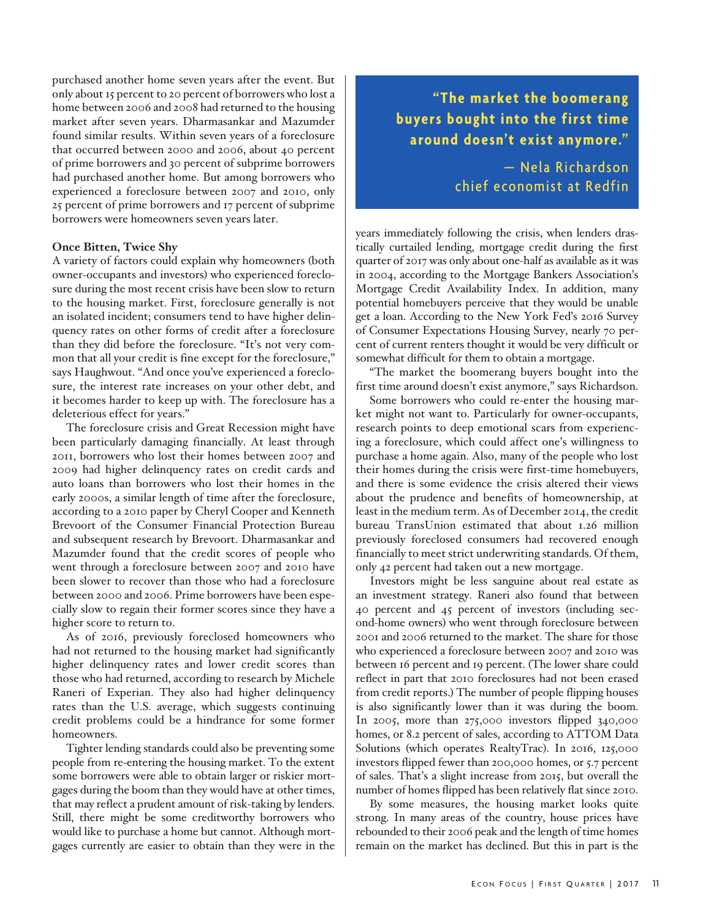purchased another home seven years after the event. But only about 15 percent to 20 percent of borrowers who lost a home between 2006 and 2008 had returned to the housing market after seven years. Dharmasankar and Mazumder found similar results. Within seven years of a foreclosure that occurred between 2000 and 2006, about 40 percent of prime borrowers and 30 percent of subprime borrowers had purchased another home. But among borrowers who experienced a foreclosure between 2007 and 2010, only 25 percent of prime borrowers and 17 percent of subprime borrowers were homeowners seven years later.

**Once Bitten, Twice Shy**

A variety of factors could explain why homeowners (both owner-occupants and investors) who experienced foreclosure during the most recent crisis have been slow to return to the housing market. First, foreclosure generally is not an isolated incident; consumers tend to have higher delinquency rates on other forms of credit after a foreclosure than they did before the foreclosure. "It's not very common that all your credit is fine except for the foreclosure," says Haughwout. "And once you've experienced a foreclosure, the interest rate increases on your other debt, and it becomes harder to keep up with. The foreclosure has a deleterious effect for years."

The foreclosure crisis and Great Recession might have been particularly damaging financially. At least through 2011, borrowers who lost their homes between 2007 and 2009 had higher delinquency rates on credit cards and auto loans than borrowers who lost their homes in the early 2000s, a similar length of time after the foreclosure, according to a 2010 paper by Cheryl Cooper and Kenneth Brevoort of the Consumer Financial Protection Bureau and subsequent research by Brevoort. Dharmasankar and Mazumder found that the credit scores of people who went through a foreclosure between 2007 and 2010 have been slower to recover than those who had a foreclosure between 2000 and 2006. Prime borrowers have been especially slow to regain their former scores since they have a higher score to return to.

As of 2016, previously foreclosed homeowners who had not returned to the housing market had significantly higher delinquency rates and lower credit scores than those who had returned, according to research by Michele Raneri of Experian. They also had higher delinquency rates than the U.S. average, which suggests continuing credit problems could be a hindrance for some former homeowners.

Tighter lending standards could also be preventing some people from re-entering the housing market. To the extent some borrowers were able to obtain larger or riskier mortgages during the boom than they would have at other times, that may reflect a prudent amount of risk-taking by lenders. Still, there might be some creditworthy borrowers who would like to purchase a home but cannot. Although mortgages currently are easier to obtain than they were in the years immediately following the crisis, when lenders drastically curtailed lending, mortgage credit during the first quarter of 2017 was only about one-half as available as it was in 2004, according to the Mortgage Bankers Association's Mortgage Credit Availability Index. In addition, many potential homebuyers perceive that they would be unable get a loan. According to the New York Fed's 2016 Survey of Consumer Expectations Housing Survey, nearly 70 percent of current renters thought it would be very difficult or somewhat difficult for them to obtain a mortgage.

> **"The market the boomerang buyers bought into the first time around doesn't exist anymore."**
>
> — Nela Richardson, chief economist at Redfin

"The market the boomerang buyers bought into the first time around doesn't exist anymore," says Richardson.

Some borrowers who could re-enter the housing market might not want to. Particularly for owner-occupants, research points to deep emotional scars from experiencing a foreclosure, which could affect one's willingness to purchase a home again. Also, many of the people who lost their homes during the crisis were first-time homebuyers, and there is some evidence the crisis altered their views about the prudence and benefits of homeownership, at least in the medium term. As of December 2014, the credit bureau TransUnion estimated that about 1.26 million previously foreclosed consumers had recovered enough financially to meet strict underwriting standards. Of them, only 42 percent had taken out a new mortgage.

Investors might be less sanguine about real estate as an investment strategy. Raneri also found that between 40 percent and 45 percent of investors (including second-home owners) who went through foreclosure between 2001 and 2006 returned to the market. The share for those who experienced a foreclosure between 2007 and 2010 was between 16 percent and 19 percent. (The lower share could reflect in part that 2010 foreclosures had not been erased from credit reports.) The number of people flipping houses is also significantly lower than it was during the boom. In 2005, more than 275,000 investors flipped 340,000 homes, or 8.2 percent of sales, according to ATTOM Data Solutions (which operates RealtyTrac). In 2016, 125,000 investors flipped fewer than 200,000 homes, or 5.7 percent of sales. That's a slight increase from 2015, but overall the number of homes flipped has been relatively flat since 2010.

By some measures, the housing market looks quite strong. In many areas of the country, house prices have rebounded to their 2006 peak and the length of time homes remain on the market has declined. But this in part is the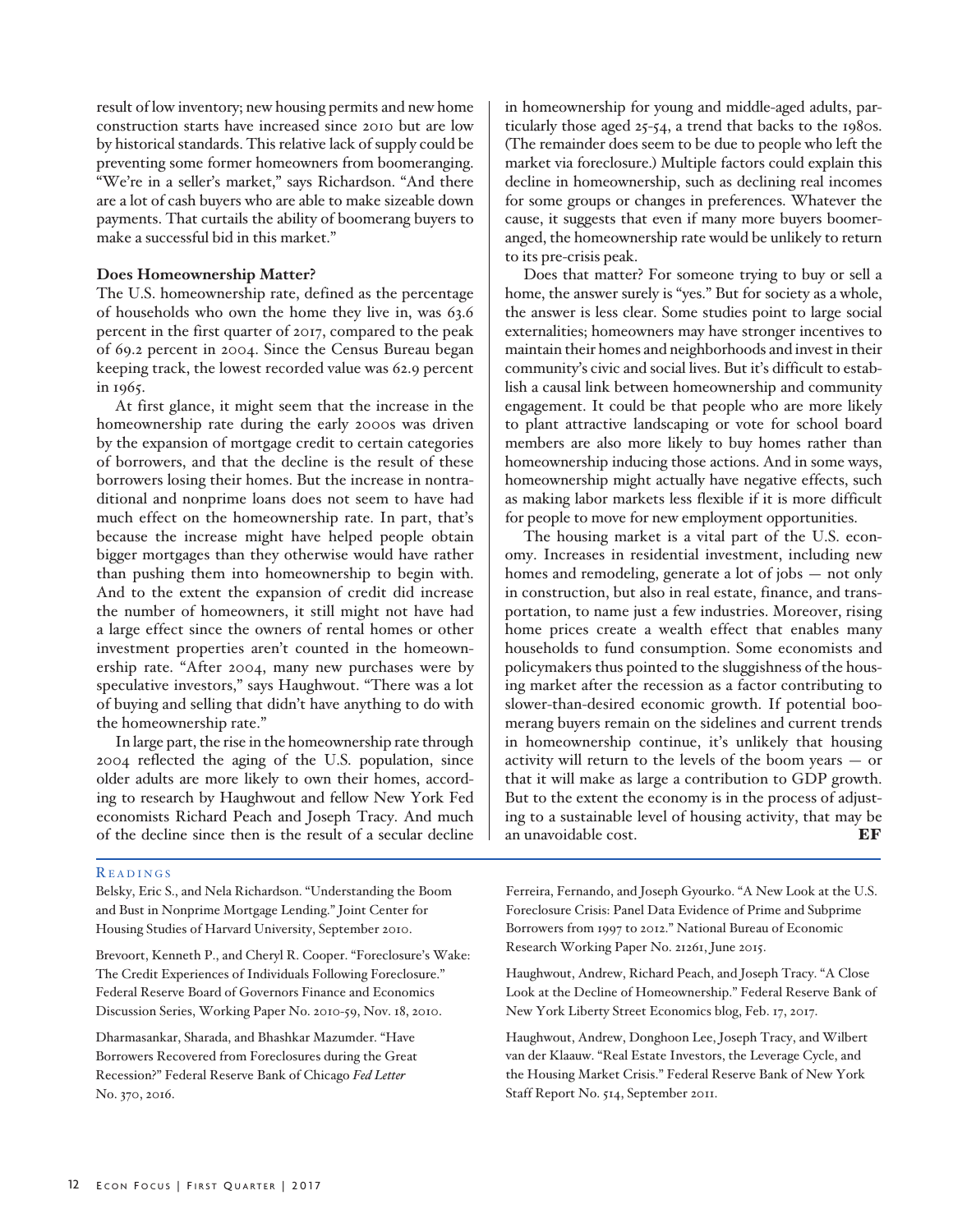result of low inventory; new housing permits and new home construction starts have increased since 2010 but are low by historical standards. This relative lack of supply could be preventing some former homeowners from boomeranging. "We're in a seller's market," says Richardson. "And there are a lot of cash buyers who are able to make sizeable down payments. That curtails the ability of boomerang buyers to make a successful bid in this market."

### Does Homeownership Matter?

The U.S. homeownership rate, defined as the percentage of households who own the home they live in, was 63.6 percent in the first quarter of 2017, compared to the peak of 69.2 percent in 2004. Since the Census Bureau began keeping track, the lowest recorded value was 62.9 percent in 1965.

At first glance, it might seem that the increase in the homeownership rate during the early 2000s was driven by the expansion of mortgage credit to certain categories of borrowers, and that the decline is the result of these borrowers losing their homes. But the increase in nontraditional and nonprime loans does not seem to have had much effect on the homeownership rate. In part, that's because the increase might have helped people obtain bigger mortgages than they otherwise would have rather than pushing them into homeownership to begin with. And to the extent the expansion of credit did increase the number of homeowners, it still might not have had a large effect since the owners of rental homes or other investment properties aren't counted in the homeownership rate. "After 2004, many new purchases were by speculative investors," says Haughwout. "There was a lot of buying and selling that didn't have anything to do with the homeownership rate."

In large part, the rise in the homeownership rate through 2004 reflected the aging of the U.S. population, since older adults are more likely to own their homes, according to research by Haughwout and fellow New York Fed economists Richard Peach and Joseph Tracy. And much of the decline since then is the result of a secular decline in homeownership for young and middle-aged adults, particularly those aged 25-54, a trend that backs to the 1980s. (The remainder does seem to be due to people who left the market via foreclosure.) Multiple factors could explain this decline in homeownership, such as declining real incomes for some groups or changes in preferences. Whatever the cause, it suggests that even if many more buyers boomeranged, the homeownership rate would be unlikely to return to its pre-crisis peak.

Does that matter? For someone trying to buy or sell a home, the answer surely is "yes." But for society as a whole, the answer is less clear. Some studies point to large social externalities; homeowners may have stronger incentives to maintain their homes and neighborhoods and invest in their community's civic and social lives. But it's difficult to establish a causal link between homeownership and community engagement. It could be that people who are more likely to plant attractive landscaping or vote for school board members are also more likely to buy homes rather than homeownership inducing those actions. And in some ways, homeownership might actually have negative effects, such as making labor markets less flexible if it is more difficult for people to move for new employment opportunities.

The housing market is a vital part of the U.S. economy. Increases in residential investment, including new homes and remodeling, generate a lot of jobs — not only in construction, but also in real estate, finance, and transportation, to name just a few industries. Moreover, rising home prices create a wealth effect that enables many households to fund consumption. Some economists and policymakers thus pointed to the sluggishness of the housing market after the recession as a factor contributing to slower-than-desired economic growth. If potential boomerang buyers remain on the sidelines and current trends in homeownership continue, it's unlikely that housing activity will return to the levels of the boom years — or that it will make as large a contribution to GDP growth. But to the extent the economy is in the process of adjusting to a sustainable level of housing activity, that may be an unavoidable cost. **EF**

### Readings

Belsky, Eric S., and Nela Richardson. "Understanding the Boom and Bust in Nonprime Mortgage Lending." Joint Center for Housing Studies of Harvard University, September 2010.

Brevoort, Kenneth P., and Cheryl R. Cooper. "Foreclosure's Wake: The Credit Experiences of Individuals Following Foreclosure." Federal Reserve Board of Governors Finance and Economics Discussion Series, Working Paper No. 2010-59, Nov. 18, 2010.

Dharmasankar, Sharada, and Bhashkar Mazumder. "Have Borrowers Recovered from Foreclosures during the Great Recession?" Federal Reserve Bank of Chicago *Fed Letter* No. 370, 2016.

Ferreira, Fernando, and Joseph Gyourko. "A New Look at the U.S. Foreclosure Crisis: Panel Data Evidence of Prime and Subprime Borrowers from 1997 to 2012." National Bureau of Economic Research Working Paper No. 21261, June 2015.

Haughwout, Andrew, Richard Peach, and Joseph Tracy. "A Close Look at the Decline of Homeownership." Federal Reserve Bank of New York Liberty Street Economics blog, Feb. 17, 2017.

Haughwout, Andrew, Donghoon Lee, Joseph Tracy, and Wilbert van der Klaauw. "Real Estate Investors, the Leverage Cycle, and the Housing Market Crisis." Federal Reserve Bank of New York Staff Report No. 514, September 2011.